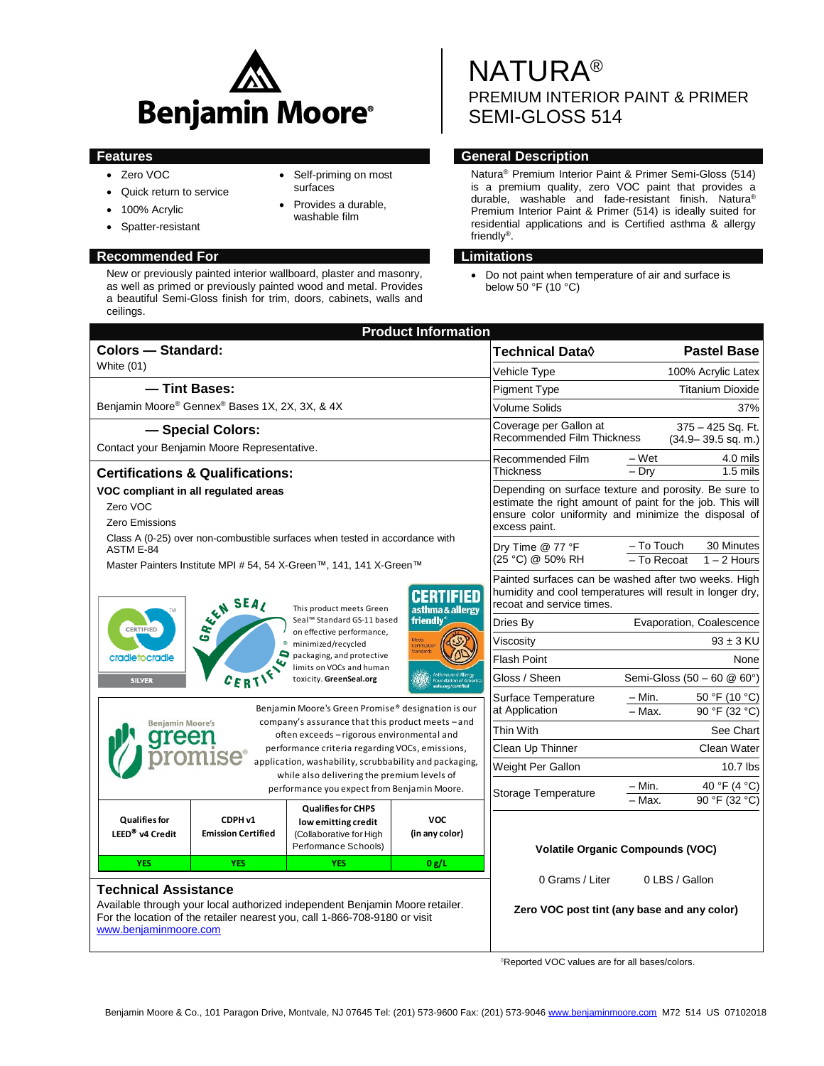# NATURA®

## PREMIUM INTERIOR PAINT & PRIMER SEMI-GLOSS 514

## Features

- Zero VOC
- Quick return to service
- 100% Acrylic
- Spatter-resistant
- Self-priming on most surfaces
- Provides a durable, washable film

## General Description

Natura® Premium Interior Paint & Primer Semi-Gloss (514) is a premium quality, zero VOC paint that provides a durable, washable and fade-resistant finish. Natura® Premium Interior Paint & Primer (514) is ideally suited for residential applications and is Certified asthma & allergy friendly®.

## Recommended For

New or previously painted interior wallboard, plaster and masonry, as well as primed or previously painted wood and metal. Provides a beautiful Semi-Gloss finish for trim, doors, cabinets, walls and ceilings.

## Limitations

- Do not paint when temperature of air and surface is below 50 °F (10 °C)

## Product Information

### Colors — Standard:

White (01)

### — Tint Bases:

Benjamin Moore® Gennex® Bases 1X, 2X, 3X, & 4X

### — Special Colors:

Contact your Benjamin Moore Representative.

### Certifications & Qualifications:

**VOC compliant in all regulated areas**

Zero VOC

Zero Emissions

Class A (0-25) over non-combustible surfaces when tested in accordance with ASTM E-84

Master Painters Institute MPI # 54, 54 X-Green™, 141, 141 X-Green™

This product meets Green Seal™ Standard GS-11 based on effective performance, minimized/recycled packaging, and protective limits on VOCs and human toxicity. GreenSeal.org

Benjamin Moore's Green Promise® designation is our company's assurance that this product meets – and often exceeds – rigorous environmental and performance criteria regarding VOCs, emissions, application, washability, scrubbability and packaging, while also delivering the premium levels of performance you expect from Benjamin Moore.

| Qualifies for LEED® v4 Credit | CDPH v1 Emission Certified | Qualifies for CHPS low emitting credit (Collaborative for High Performance Schools) | VOC (in any color) |
|---|---|---|---|
| YES | YES | YES | 0 g/L |

### Technical Assistance

Available through your local authorized independent Benjamin Moore retailer. For the location of the retailer nearest you, call 1-866-708-9180 or visit www.benjaminmoore.com

| Technical Data◊ | | Pastel Base |
|---|---|---|
| Vehicle Type | | 100% Acrylic Latex |
| Pigment Type | | Titanium Dioxide |
| Volume Solids | | 37% |
| Coverage per Gallon at Recommended Film Thickness | | 375 – 425 Sq. Ft. (34.9– 39.5 sq. m.) |
| Recommended Film Thickness | – Wet | 4.0 mils |
| | – Dry | 1.5 mils |
| Depending on surface texture and porosity. Be sure to estimate the right amount of paint for the job. This will ensure color uniformity and minimize the disposal of excess paint. | | |
| Dry Time @ 77 °F (25 °C) @ 50% RH | – To Touch | 30 Minutes |
| | – To Recoat | 1 – 2 Hours |
| Painted surfaces can be washed after two weeks. High humidity and cool temperatures will result in longer dry, recoat and service times. | | |
| Dries By | | Evaporation, Coalescence |
| Viscosity | | 93 ± 3 KU |
| Flash Point | | None |
| Gloss / Sheen | | Semi-Gloss (50 – 60 @ 60°) |
| Surface Temperature at Application | – Min. | 50 °F (10 °C) |
| | – Max. | 90 °F (32 °C) |
| Thin With | | See Chart |
| Clean Up Thinner | | Clean Water |
| Weight Per Gallon | | 10.7 lbs |
| Storage Temperature | – Min. | 40 °F (4 °C) |
| | – Max. | 90 °F (32 °C) |

**Volatile Organic Compounds (VOC)**

0 Grams / Liter    0 LBS / Gallon

**Zero VOC post tint (any base and any color)**

◊Reported VOC values are for all bases/colors.

Benjamin Moore & Co., 101 Paragon Drive, Montvale, NJ 07645 Tel: (201) 573-9600 Fax: (201) 573-9046 www.benjaminmoore.com M72 514 US 07102018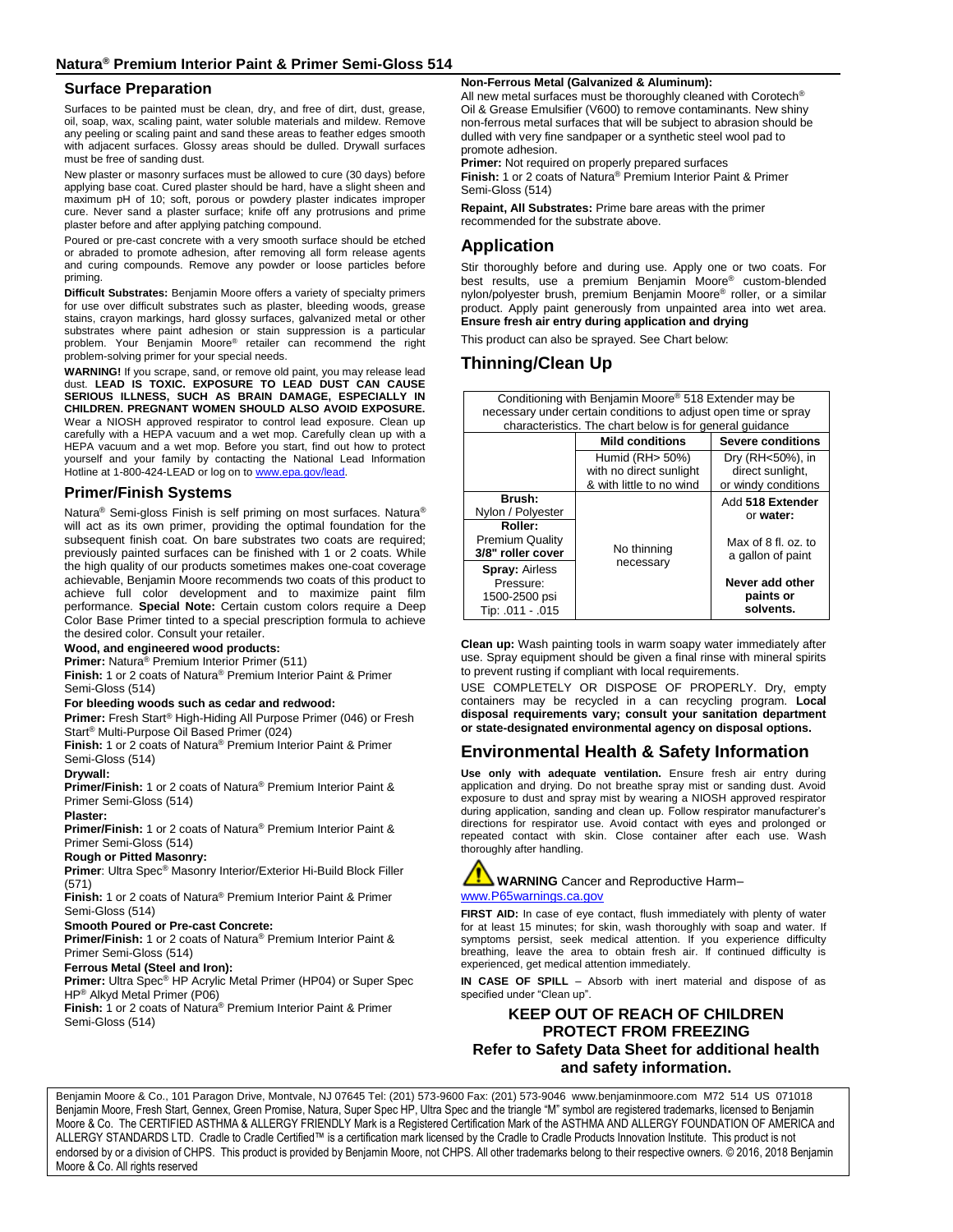## Natura® Premium Interior Paint & Primer Semi-Gloss 514

### Surface Preparation

Surfaces to be painted must be clean, dry, and free of dirt, dust, grease, oil, soap, wax, scaling paint, water soluble materials and mildew. Remove any peeling or scaling paint and sand these areas to feather edges smooth with adjacent surfaces. Glossy areas should be dulled. Drywall surfaces must be free of sanding dust.

New plaster or masonry surfaces must be allowed to cure (30 days) before applying base coat. Cured plaster should be hard, have a slight sheen and maximum pH of 10; soft, porous or powdery plaster indicates improper cure. Never sand a plaster surface; knife off any protrusions and prime plaster before and after applying patching compound.

Poured or pre-cast concrete with a very smooth surface should be etched or abraded to promote adhesion, after removing all form release agents and curing compounds. Remove any powder or loose particles before priming.

**Difficult Substrates:** Benjamin Moore offers a variety of specialty primers for use over difficult substrates such as plaster, bleeding woods, grease stains, crayon markings, hard glossy surfaces, galvanized metal or other substrates where paint adhesion or stain suppression is a particular problem. Your Benjamin Moore® retailer can recommend the right problem-solving primer for your special needs.

**WARNING!** If you scrape, sand, or remove old paint, you may release lead dust. **LEAD IS TOXIC. EXPOSURE TO LEAD DUST CAN CAUSE SERIOUS ILLNESS, SUCH AS BRAIN DAMAGE, ESPECIALLY IN CHILDREN. PREGNANT WOMEN SHOULD ALSO AVOID EXPOSURE.** Wear a NIOSH approved respirator to control lead exposure. Clean up carefully with a HEPA vacuum and a wet mop. Carefully clean up with a HEPA vacuum and a wet mop. Before you start, find out how to protect yourself and your family by contacting the National Lead Information Hotline at 1-800-424-LEAD or log on to www.epa.gov/lead.

### Primer/Finish Systems

Natura® Semi-gloss Finish is self priming on most surfaces. Natura® will act as its own primer, providing the optimal foundation for the subsequent finish coat. On bare substrates two coats are required; previously painted surfaces can be finished with 1 or 2 coats. While the high quality of our products sometimes makes one-coat coverage achievable, Benjamin Moore recommends two coats of this product to achieve full color development and to maximize paint film performance. **Special Note:** Certain custom colors require a Deep Color Base Primer tinted to a special prescription formula to achieve the desired color. Consult your retailer.

**Wood, and engineered wood products:**
**Primer:** Natura® Premium Interior Primer (511)
**Finish:** 1 or 2 coats of Natura® Premium Interior Paint & Primer Semi-Gloss (514)

**For bleeding woods such as cedar and redwood:**
**Primer:** Fresh Start® High-Hiding All Purpose Primer (046) or Fresh Start® Multi-Purpose Oil Based Primer (024)
**Finish:** 1 or 2 coats of Natura® Premium Interior Paint & Primer Semi-Gloss (514)

**Drywall:**
**Primer/Finish:** 1 or 2 coats of Natura® Premium Interior Paint & Primer Semi-Gloss (514)

**Plaster:**
**Primer/Finish:** 1 or 2 coats of Natura® Premium Interior Paint & Primer Semi-Gloss (514)

**Rough or Pitted Masonry:**
**Primer**: Ultra Spec® Masonry Interior/Exterior Hi-Build Block Filler (571)
**Finish:** 1 or 2 coats of Natura® Premium Interior Paint & Primer Semi-Gloss (514)

**Smooth Poured or Pre-cast Concrete:**
**Primer/Finish:** 1 or 2 coats of Natura® Premium Interior Paint & Primer Semi-Gloss (514)

**Ferrous Metal (Steel and Iron):**
**Primer:** Ultra Spec® HP Acrylic Metal Primer (HP04) or Super Spec HP® Alkyd Metal Primer (P06)
**Finish:** 1 or 2 coats of Natura® Premium Interior Paint & Primer Semi-Gloss (514)

**Non-Ferrous Metal (Galvanized & Aluminum):**
All new metal surfaces must be thoroughly cleaned with Corotech® Oil & Grease Emulsifier (V600) to remove contaminants. New shiny non-ferrous metal surfaces that will be subject to abrasion should be dulled with very fine sandpaper or a synthetic steel wool pad to promote adhesion.
**Primer:** Not required on properly prepared surfaces
**Finish:** 1 or 2 coats of Natura® Premium Interior Paint & Primer Semi-Gloss (514)

**Repaint, All Substrates:** Prime bare areas with the primer recommended for the substrate above.

### Application

Stir thoroughly before and during use. Apply one or two coats. For best results, use a premium Benjamin Moore® custom-blended nylon/polyester brush, premium Benjamin Moore® roller, or a similar product. Apply paint generously from unpainted area into wet area. **Ensure fresh air entry during application and drying**

This product can also be sprayed. See Chart below:

### Thinning/Clean Up

Conditioning with Benjamin Moore® 518 Extender may be necessary under certain conditions to adjust open time or spray characteristics. The chart below is for general guidance

| | **Mild conditions** Humid (RH> 50%) with no direct sunlight & with little to no wind | **Severe conditions** Dry (RH<50%), in direct sunlight, or windy conditions |
|---|---|---|
| **Brush:** Nylon / Polyester | No thinning necessary | Add **518 Extender** or **water:** |
| **Roller:** Premium Quality **3/8" roller cover** | No thinning necessary | Max of 8 fl. oz. to a gallon of paint |
| **Spray:** Airless Pressure: 1500-2500 psi Tip: .011 - .015 | No thinning necessary | **Never add other paints or solvents.** |

**Clean up:** Wash painting tools in warm soapy water immediately after use. Spray equipment should be given a final rinse with mineral spirits to prevent rusting if compliant with local requirements.

USE COMPLETELY OR DISPOSE OF PROPERLY. Dry, empty containers may be recycled in a can recycling program. **Local disposal requirements vary; consult your sanitation department or state-designated environmental agency on disposal options.**

### Environmental Health & Safety Information

**Use only with adequate ventilation.** Ensure fresh air entry during application and drying. Do not breathe spray mist or sanding dust. Avoid exposure to dust and spray mist by wearing a NIOSH approved respirator during application, sanding and clean up. Follow respirator manufacturer's directions for respirator use. Avoid contact with eyes and prolonged or repeated contact with skin. Close container after each use. Wash thoroughly after handling.

**WARNING** Cancer and Reproductive Harm– www.P65warnings.ca.gov

**FIRST AID:** In case of eye contact, flush immediately with plenty of water for at least 15 minutes; for skin, wash thoroughly with soap and water. If symptoms persist, seek medical attention. If you experience difficulty breathing, leave the area to obtain fresh air. If continued difficulty is experienced, get medical attention immediately.

**IN CASE OF SPILL** – Absorb with inert material and dispose of as specified under "Clean up".

**KEEP OUT OF REACH OF CHILDREN**
**PROTECT FROM FREEZING**
**Refer to Safety Data Sheet for additional health and safety information.**

Benjamin Moore & Co., 101 Paragon Drive, Montvale, NJ 07645 Tel: (201) 573-9600 Fax: (201) 573-9046 www.benjaminmoore.com M72 514 US 071018
Benjamin Moore, Fresh Start, Gennex, Green Promise, Natura, Super Spec HP, Ultra Spec and the triangle "M" symbol are registered trademarks, licensed to Benjamin Moore & Co. The CERTIFIED ASTHMA & ALLERGY FRIENDLY Mark is a Registered Certification Mark of the ASTHMA AND ALLERGY FOUNDATION OF AMERICA and ALLERGY STANDARDS LTD. Cradle to Cradle Certified™ is a certification mark licensed by the Cradle to Cradle Products Innovation Institute. This product is not endorsed by or a division of CHPS. This product is provided by Benjamin Moore, not CHPS. All other trademarks belong to their respective owners. © 2016, 2018 Benjamin Moore & Co. All rights reserved